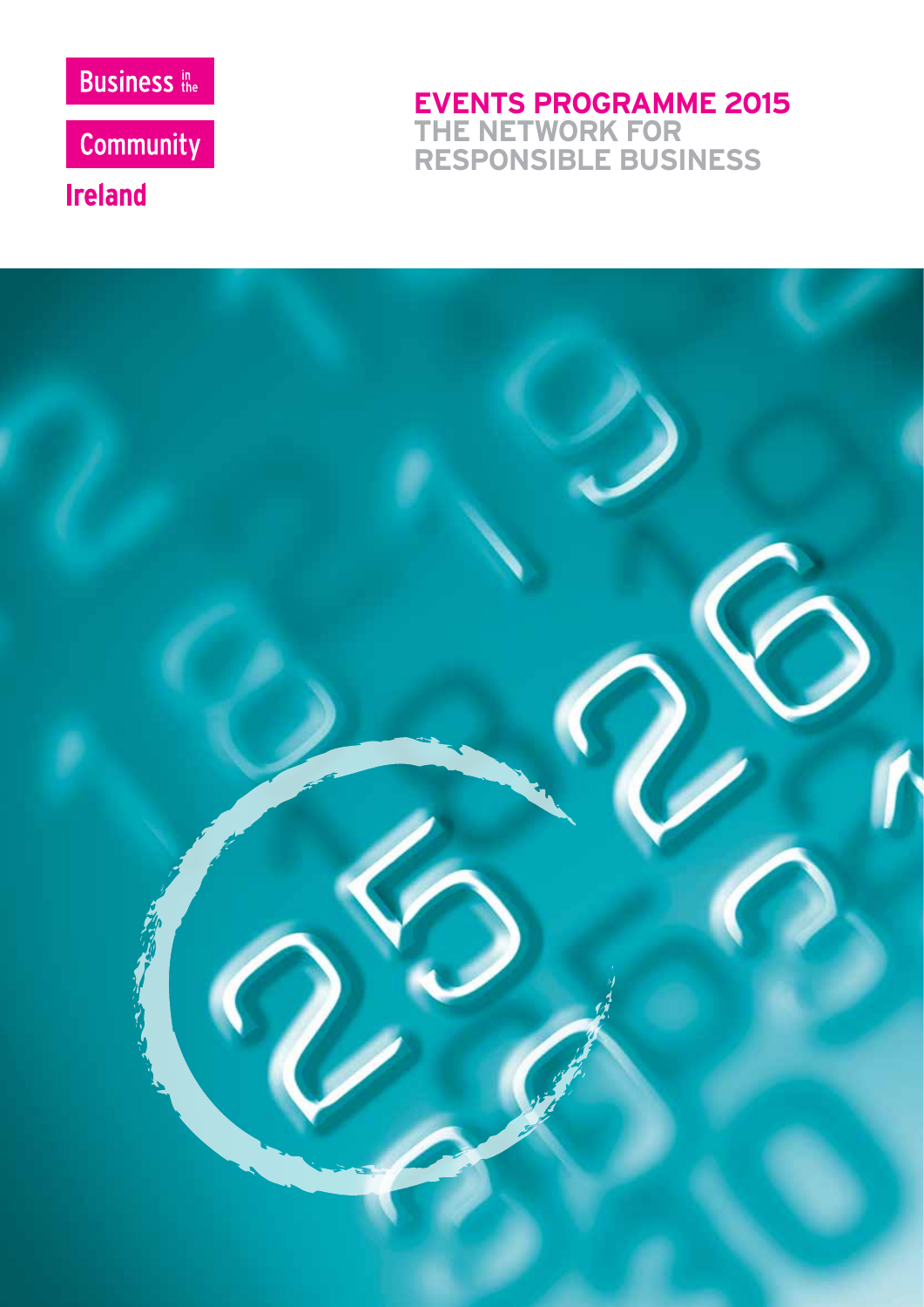Business in the Community Ireland

# EVENTS PROGRAMME 2015

## THE NETWORK FOR RESPONSIBLE BUSINESS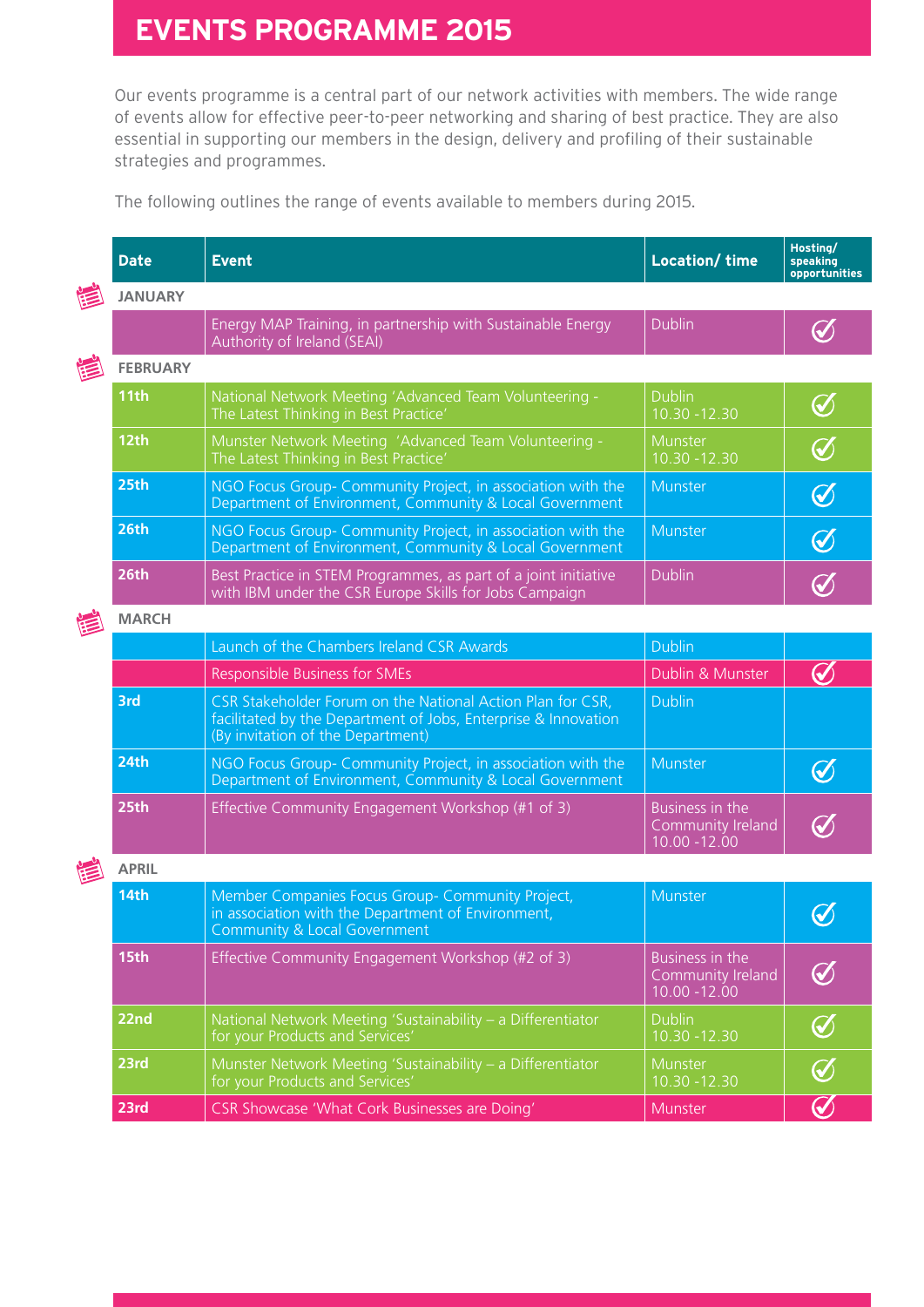# EVENTS PROGRAMME 2015

Our events programme is a central part of our network activities with members. The wide range of events allow for effective peer-to-peer networking and sharing of best practice. They are also essential in supporting our members in the design, delivery and profiling of their sustainable strategies and programmes.

The following outlines the range of events available to members during 2015.

| Date | Event | Location/ time | Hosting/ speaking opportunities |
|---|---|---|---|
| **JANUARY** | | | |
| | Energy MAP Training, in partnership with Sustainable Energy Authority of Ireland (SEAI) | Dublin | ✓ |
| **FEBRUARY** | | | |
| 11th | National Network Meeting 'Advanced Team Volunteering - The Latest Thinking in Best Practice' | Dublin 10.30 -12.30 | ✓ |
| 12th | Munster Network Meeting 'Advanced Team Volunteering - The Latest Thinking in Best Practice' | Munster 10.30 -12.30 | ✓ |
| 25th | NGO Focus Group- Community Project, in association with the Department of Environment, Community & Local Government | Munster | ✓ |
| 26th | NGO Focus Group- Community Project, in association with the Department of Environment, Community & Local Government | Munster | ✓ |
| 26th | Best Practice in STEM Programmes, as part of a joint initiative with IBM under the CSR Europe Skills for Jobs Campaign | Dublin | ✓ |
| **MARCH** | | | |
| | Launch of the Chambers Ireland CSR Awards | Dublin | |
| | Responsible Business for SMEs | Dublin & Munster | ✓ |
| 3rd | CSR Stakeholder Forum on the National Action Plan for CSR, facilitated by the Department of Jobs, Enterprise & Innovation (By invitation of the Department) | Dublin | |
| 24th | NGO Focus Group- Community Project, in association with the Department of Environment, Community & Local Government | Munster | ✓ |
| 25th | Effective Community Engagement Workshop (#1 of 3) | Business in the Community Ireland 10.00 -12.00 | ✓ |
| **APRIL** | | | |
| 14th | Member Companies Focus Group- Community Project, in association with the Department of Environment, Community & Local Government | Munster | ✓ |
| 15th | Effective Community Engagement Workshop (#2 of 3) | Business in the Community Ireland 10.00 -12.00 | ✓ |
| 22nd | National Network Meeting 'Sustainability – a Differentiator for your Products and Services' | Dublin 10.30 -12.30 | ✓ |
| 23rd | Munster Network Meeting 'Sustainability – a Differentiator for your Products and Services' | Munster 10.30 -12.30 | ✓ |
| 23rd | CSR Showcase 'What Cork Businesses are Doing' | Munster | ✓ |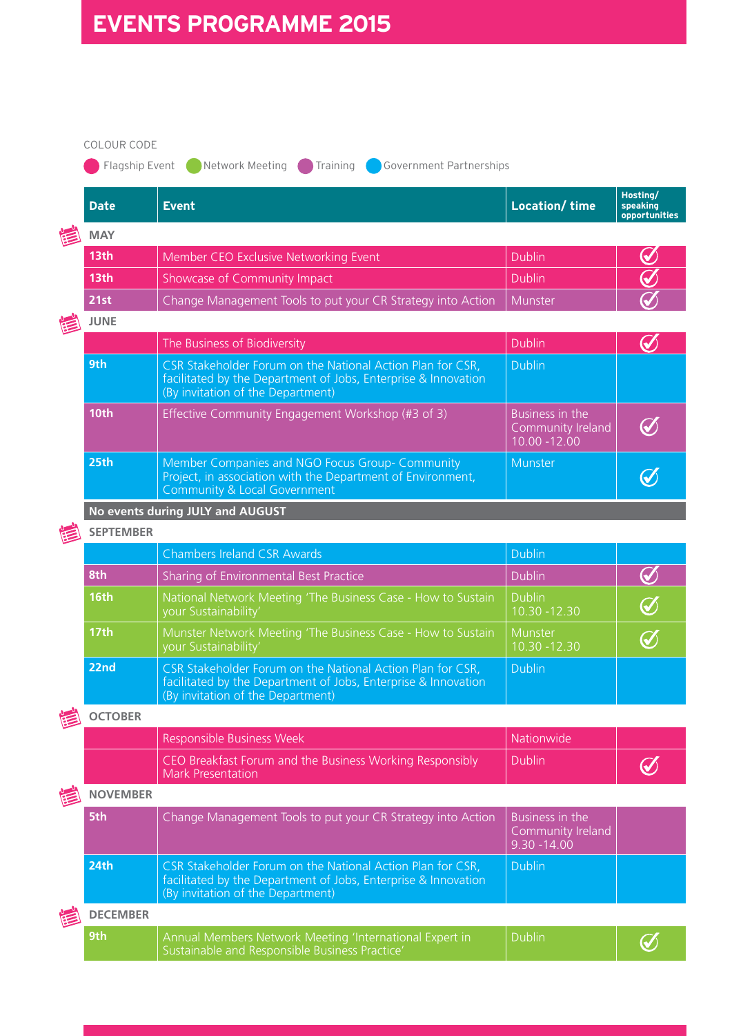# EVENTS PROGRAMME 2015

COLOUR CODE

Flagship Event · Network Meeting · Training · Government Partnerships

| Date | Event | Location/ time | Hosting/ speaking opportunities |
|---|---|---|---|
| **MAY** | | | |
| 13th | Member CEO Exclusive Networking Event | Dublin | ✓ |
| 13th | Showcase of Community Impact | Dublin | ✓ |
| 21st | Change Management Tools to put your CR Strategy into Action | Munster | ✓ |
| **JUNE** | | | |
| | The Business of Biodiversity | Dublin | ✓ |
| 9th | CSR Stakeholder Forum on the National Action Plan for CSR, facilitated by the Department of Jobs, Enterprise & Innovation (By invitation of the Department) | Dublin | |
| 10th | Effective Community Engagement Workshop (#3 of 3) | Business in the Community Ireland 10.00 -12.00 | ✓ |
| 25th | Member Companies and NGO Focus Group- Community Project, in association with the Department of Environment, Community & Local Government | Munster | ✓ |
| **No events during JULY and AUGUST** | | | |
| **SEPTEMBER** | | | |
| | Chambers Ireland CSR Awards | Dublin | |
| 8th | Sharing of Environmental Best Practice | Dublin | ✓ |
| 16th | National Network Meeting 'The Business Case - How to Sustain your Sustainability' | Dublin 10.30 -12.30 | ✓ |
| 17th | Munster Network Meeting 'The Business Case - How to Sustain your Sustainability' | Munster 10.30 -12.30 | ✓ |
| 22nd | CSR Stakeholder Forum on the National Action Plan for CSR, facilitated by the Department of Jobs, Enterprise & Innovation (By invitation of the Department) | Dublin | |
| **OCTOBER** | | | |
| | Responsible Business Week | Nationwide | |
| | CEO Breakfast Forum and the Business Working Responsibly Mark Presentation | Dublin | ✓ |
| **NOVEMBER** | | | |
| 5th | Change Management Tools to put your CR Strategy into Action | Business in the Community Ireland 9.30 -14.00 | |
| 24th | CSR Stakeholder Forum on the National Action Plan for CSR, facilitated by the Department of Jobs, Enterprise & Innovation (By invitation of the Department) | Dublin | |
| **DECEMBER** | | | |
| 9th | Annual Members Network Meeting 'International Expert in Sustainable and Responsible Business Practice' | Dublin | ✓ |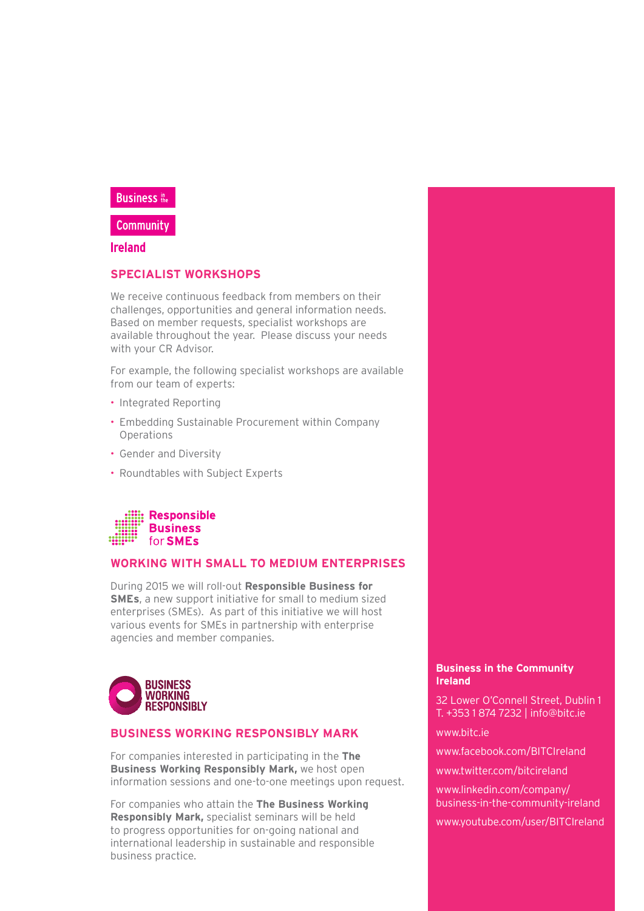Business in the Community Ireland

## SPECIALIST WORKSHOPS

We receive continuous feedback from members on their challenges, opportunities and general information needs. Based on member requests, specialist workshops are available throughout the year. Please discuss your needs with your CR Advisor.

For example, the following specialist workshops are available from our team of experts:

- Integrated Reporting
- Embedding Sustainable Procurement within Company Operations
- Gender and Diversity
- Roundtables with Subject Experts

Responsible Business for SMEs

## WORKING WITH SMALL TO MEDIUM ENTERPRISES

During 2015 we will roll-out **Responsible Business for SMEs**, a new support initiative for small to medium sized enterprises (SMEs). As part of this initiative we will host various events for SMEs in partnership with enterprise agencies and member companies.

BUSINESS WORKING RESPONSIBLY

## BUSINESS WORKING RESPONSIBLY MARK

For companies interested in participating in the **The Business Working Responsibly Mark,** we host open information sessions and one-to-one meetings upon request.

For companies who attain the **The Business Working Responsibly Mark,** specialist seminars will be held to progress opportunities for on-going national and international leadership in sustainable and responsible business practice.

**Business in the Community Ireland**

32 Lower O'Connell Street, Dublin 1
T. +353 1 874 7232 | info@bitc.ie

www.bitc.ie

www.facebook.com/BITCIreland

www.twitter.com/bitcireland

www.linkedin.com/company/business-in-the-community-ireland

www.youtube.com/user/BITCIreland